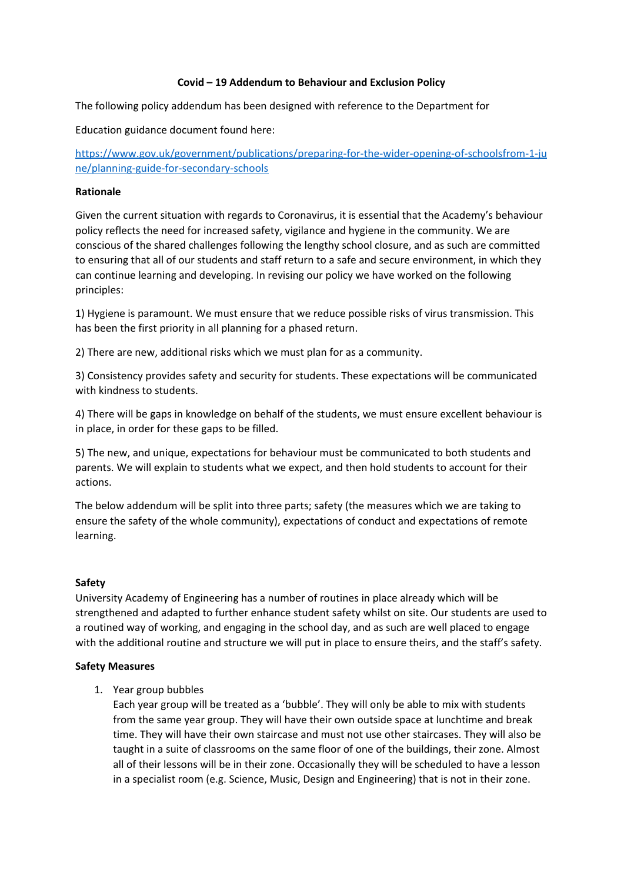# Covid – 19 Addendum to Behaviour and Exclusion Policy

The following policy addendum has been designed with reference to the Department for

Education guidance document found here:

[https://www.gov.uk/government/publications/preparing-for-the-wider-opening-of-schoolsfrom-1-june/planning-guide-for-secondary-schools](https://www.gov.uk/government/publications/preparing-for-the-wider-opening-of-schoolsfrom-1-june/planning-guide-for-secondary-schools)

**Rationale**

Given the current situation with regards to Coronavirus, it is essential that the Academy's behaviour policy reflects the need for increased safety, vigilance and hygiene in the community. We are conscious of the shared challenges following the lengthy school closure, and as such are committed to ensuring that all of our students and staff return to a safe and secure environment, in which they can continue learning and developing. In revising our policy we have worked on the following principles:

1) Hygiene is paramount. We must ensure that we reduce possible risks of virus transmission. This has been the first priority in all planning for a phased return.

2) There are new, additional risks which we must plan for as a community.

3) Consistency provides safety and security for students. These expectations will be communicated with kindness to students.

4) There will be gaps in knowledge on behalf of the students, we must ensure excellent behaviour is in place, in order for these gaps to be filled.

5) The new, and unique, expectations for behaviour must be communicated to both students and parents. We will explain to students what we expect, and then hold students to account for their actions.

The below addendum will be split into three parts; safety (the measures which we are taking to ensure the safety of the whole community), expectations of conduct and expectations of remote learning.

**Safety**

University Academy of Engineering has a number of routines in place already which will be strengthened and adapted to further enhance student safety whilst on site. Our students are used to a routined way of working, and engaging in the school day, and as such are well placed to engage with the additional routine and structure we will put in place to ensure theirs, and the staff's safety.

**Safety Measures**

1. Year group bubbles
   Each year group will be treated as a 'bubble'. They will only be able to mix with students from the same year group. They will have their own outside space at lunchtime and break time. They will have their own staircase and must not use other staircases. They will also be taught in a suite of classrooms on the same floor of one of the buildings, their zone. Almost all of their lessons will be in their zone. Occasionally they will be scheduled to have a lesson in a specialist room (e.g. Science, Music, Design and Engineering) that is not in their zone.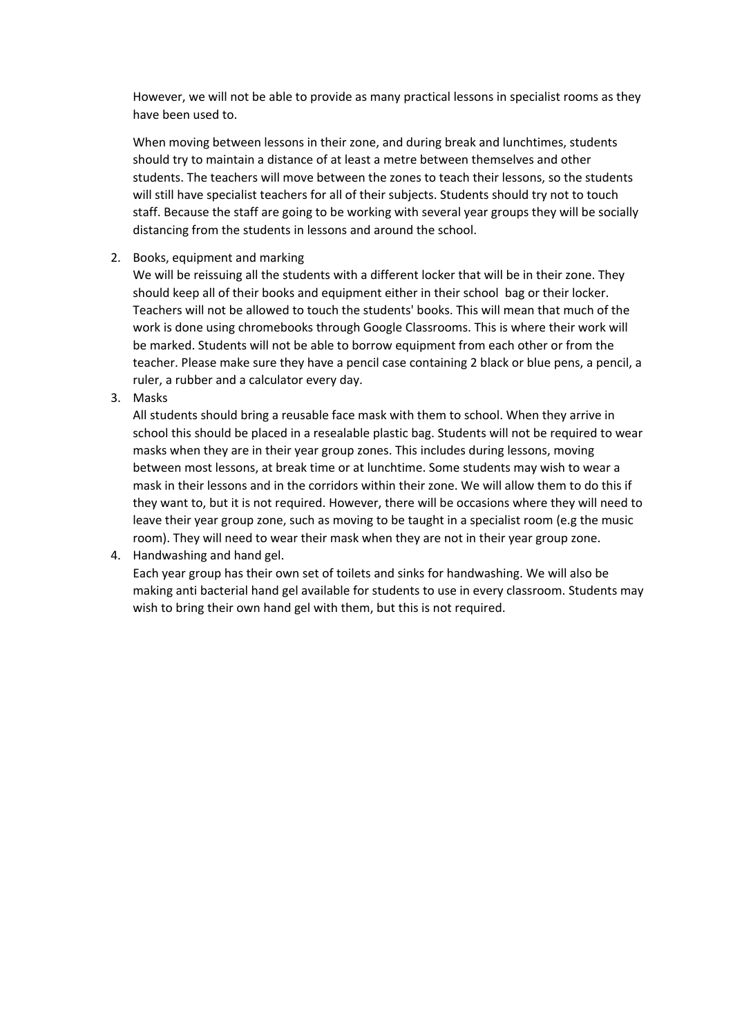However, we will not be able to provide as many practical lessons in specialist rooms as they have been used to.

When moving between lessons in their zone, and during break and lunchtimes, students should try to maintain a distance of at least a metre between themselves and other students. The teachers will move between the zones to teach their lessons, so the students will still have specialist teachers for all of their subjects. Students should try not to touch staff. Because the staff are going to be working with several year groups they will be socially distancing from the students in lessons and around the school.

2. Books, equipment and marking
   We will be reissuing all the students with a different locker that will be in their zone. They should keep all of their books and equipment either in their school bag or their locker. Teachers will not be allowed to touch the students' books. This will mean that much of the work is done using chromebooks through Google Classrooms. This is where their work will be marked. Students will not be able to borrow equipment from each other or from the teacher. Please make sure they have a pencil case containing 2 black or blue pens, a pencil, a ruler, a rubber and a calculator every day.
3. Masks
   All students should bring a reusable face mask with them to school. When they arrive in school this should be placed in a resealable plastic bag. Students will not be required to wear masks when they are in their year group zones. This includes during lessons, moving between most lessons, at break time or at lunchtime. Some students may wish to wear a mask in their lessons and in the corridors within their zone. We will allow them to do this if they want to, but it is not required. However, there will be occasions where they will need to leave their year group zone, such as moving to be taught in a specialist room (e.g the music room). They will need to wear their mask when they are not in their year group zone.
4. Handwashing and hand gel.
   Each year group has their own set of toilets and sinks for handwashing. We will also be making anti bacterial hand gel available for students to use in every classroom. Students may wish to bring their own hand gel with them, but this is not required.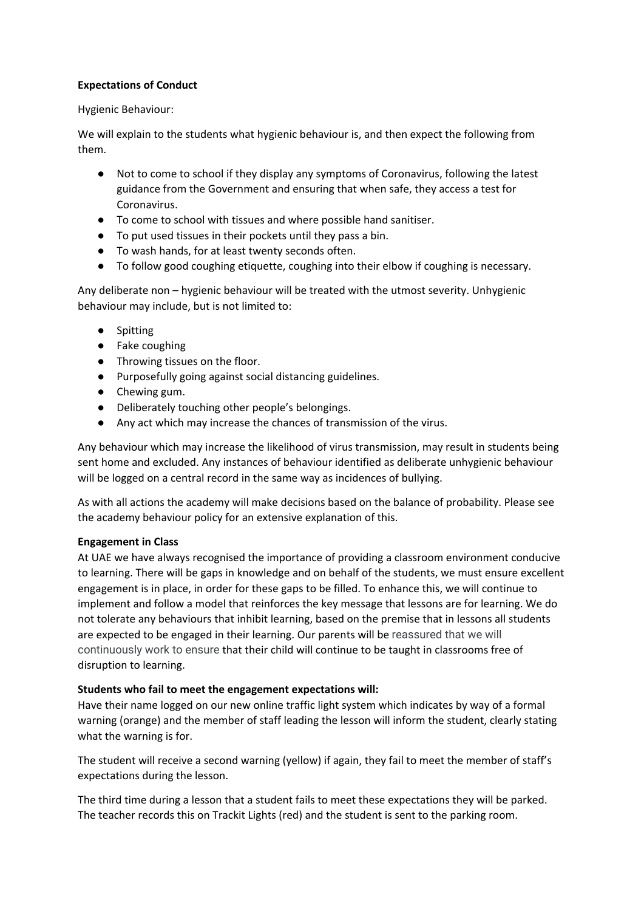**Expectations of Conduct**

Hygienic Behaviour:

We will explain to the students what hygienic behaviour is, and then expect the following from them.

- Not to come to school if they display any symptoms of Coronavirus, following the latest guidance from the Government and ensuring that when safe, they access a test for Coronavirus.
- To come to school with tissues and where possible hand sanitiser.
- To put used tissues in their pockets until they pass a bin.
- To wash hands, for at least twenty seconds often.
- To follow good coughing etiquette, coughing into their elbow if coughing is necessary.

Any deliberate non – hygienic behaviour will be treated with the utmost severity. Unhygienic behaviour may include, but is not limited to:

- Spitting
- Fake coughing
- Throwing tissues on the floor.
- Purposefully going against social distancing guidelines.
- Chewing gum.
- Deliberately touching other people's belongings.
- Any act which may increase the chances of transmission of the virus.

Any behaviour which may increase the likelihood of virus transmission, may result in students being sent home and excluded. Any instances of behaviour identified as deliberate unhygienic behaviour will be logged on a central record in the same way as incidences of bullying.

As with all actions the academy will make decisions based on the balance of probability. Please see the academy behaviour policy for an extensive explanation of this.

**Engagement in Class**

At UAE we have always recognised the importance of providing a classroom environment conducive to learning. There will be gaps in knowledge and on behalf of the students, we must ensure excellent engagement is in place, in order for these gaps to be filled. To enhance this, we will continue to implement and follow a model that reinforces the key message that lessons are for learning. We do not tolerate any behaviours that inhibit learning, based on the premise that in lessons all students are expected to be engaged in their learning. Our parents will be reassured that we will continuously work to ensure that their child will continue to be taught in classrooms free of disruption to learning.

**Students who fail to meet the engagement expectations will:**

Have their name logged on our new online traffic light system which indicates by way of a formal warning (orange) and the member of staff leading the lesson will inform the student, clearly stating what the warning is for.

The student will receive a second warning (yellow) if again, they fail to meet the member of staff's expectations during the lesson.

The third time during a lesson that a student fails to meet these expectations they will be parked. The teacher records this on Trackit Lights (red) and the student is sent to the parking room.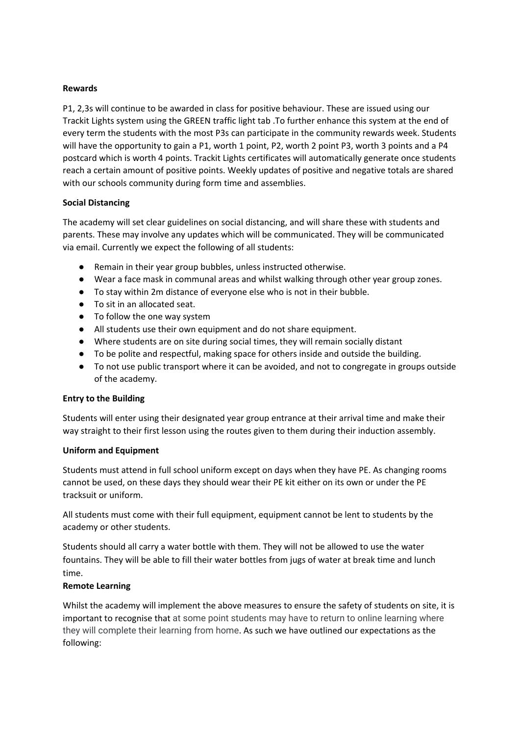**Rewards**

P1, 2,3s will continue to be awarded in class for positive behaviour. These are issued using our Trackit Lights system using the GREEN traffic light tab .To further enhance this system at the end of every term the students with the most P3s can participate in the community rewards week. Students will have the opportunity to gain a P1, worth 1 point, P2, worth 2 point P3, worth 3 points and a P4 postcard which is worth 4 points. Trackit Lights certificates will automatically generate once students reach a certain amount of positive points. Weekly updates of positive and negative totals are shared with our schools community during form time and assemblies.

**Social Distancing**

The academy will set clear guidelines on social distancing, and will share these with students and parents. These may involve any updates which will be communicated. They will be communicated via email. Currently we expect the following of all students:

- Remain in their year group bubbles, unless instructed otherwise.
- Wear a face mask in communal areas and whilst walking through other year group zones.
- To stay within 2m distance of everyone else who is not in their bubble.
- To sit in an allocated seat.
- To follow the one way system
- All students use their own equipment and do not share equipment.
- Where students are on site during social times, they will remain socially distant
- To be polite and respectful, making space for others inside and outside the building.
- To not use public transport where it can be avoided, and not to congregate in groups outside of the academy.

**Entry to the Building**

Students will enter using their designated year group entrance at their arrival time and make their way straight to their first lesson using the routes given to them during their induction assembly.

**Uniform and Equipment**

Students must attend in full school uniform except on days when they have PE. As changing rooms cannot be used, on these days they should wear their PE kit either on its own or under the PE tracksuit or uniform.

All students must come with their full equipment, equipment cannot be lent to students by the academy or other students.

Students should all carry a water bottle with them. They will not be allowed to use the water fountains. They will be able to fill their water bottles from jugs of water at break time and lunch time.

**Remote Learning**

Whilst the academy will implement the above measures to ensure the safety of students on site, it is important to recognise that at some point students may have to return to online learning where they will complete their learning from home. As such we have outlined our expectations as the following: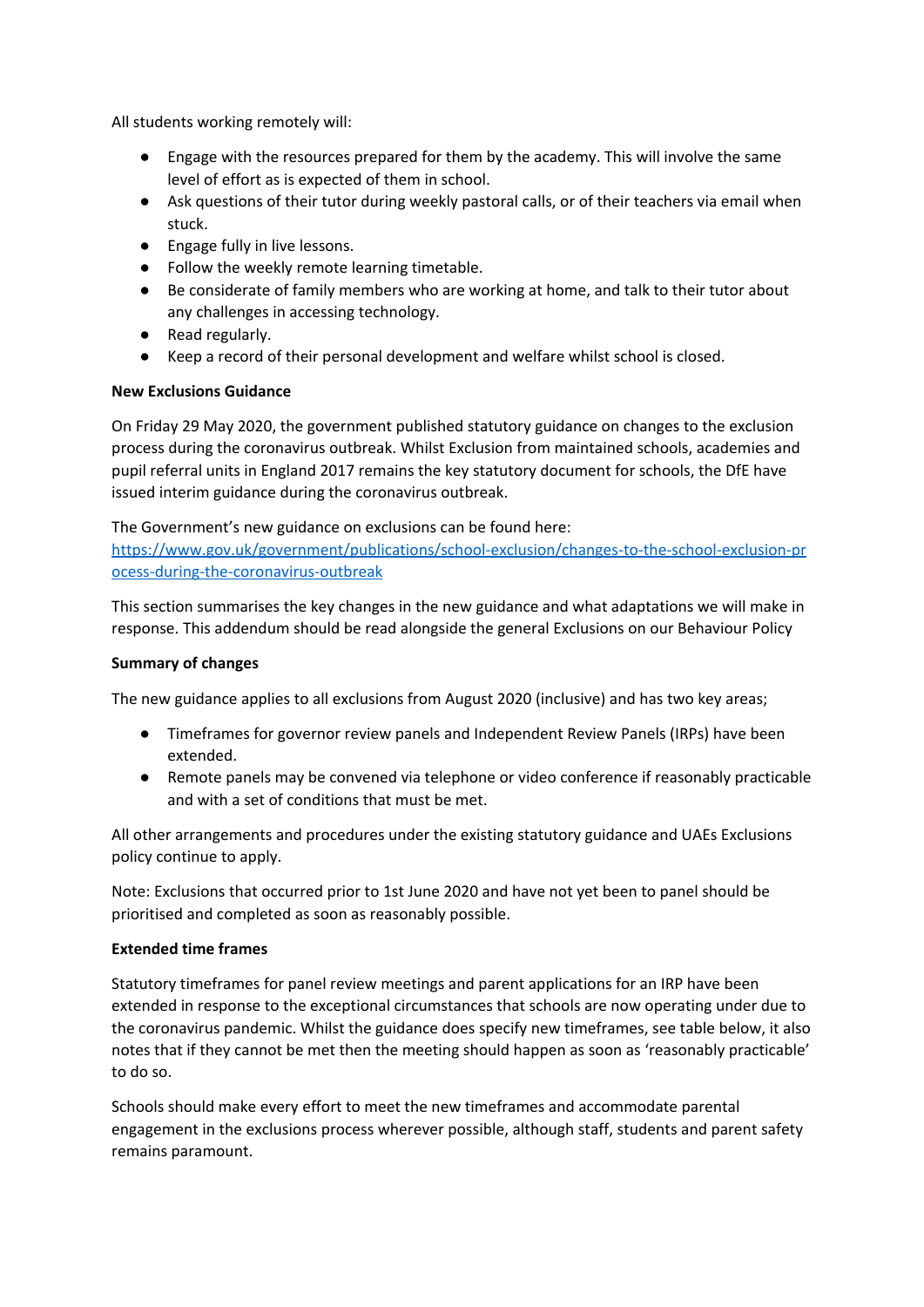All students working remotely will:

- Engage with the resources prepared for them by the academy. This will involve the same level of effort as is expected of them in school.
- Ask questions of their tutor during weekly pastoral calls, or of their teachers via email when stuck.
- Engage fully in live lessons.
- Follow the weekly remote learning timetable.
- Be considerate of family members who are working at home, and talk to their tutor about any challenges in accessing technology.
- Read regularly.
- Keep a record of their personal development and welfare whilst school is closed.

**New Exclusions Guidance**

On Friday 29 May 2020, the government published statutory guidance on changes to the exclusion process during the coronavirus outbreak. Whilst Exclusion from maintained schools, academies and pupil referral units in England 2017 remains the key statutory document for schools, the DfE have issued interim guidance during the coronavirus outbreak.

The Government's new guidance on exclusions can be found here:
[https://www.gov.uk/government/publications/school-exclusion/changes-to-the-school-exclusion-process-during-the-coronavirus-outbreak](https://www.gov.uk/government/publications/school-exclusion/changes-to-the-school-exclusion-process-during-the-coronavirus-outbreak)

This section summarises the key changes in the new guidance and what adaptations we will make in response. This addendum should be read alongside the general Exclusions on our Behaviour Policy

**Summary of changes**

The new guidance applies to all exclusions from August 2020 (inclusive) and has two key areas;

- Timeframes for governor review panels and Independent Review Panels (IRPs) have been extended.
- Remote panels may be convened via telephone or video conference if reasonably practicable and with a set of conditions that must be met.

All other arrangements and procedures under the existing statutory guidance and UAEs Exclusions policy continue to apply.

Note: Exclusions that occurred prior to 1st June 2020 and have not yet been to panel should be prioritised and completed as soon as reasonably possible.

**Extended time frames**

Statutory timeframes for panel review meetings and parent applications for an IRP have been extended in response to the exceptional circumstances that schools are now operating under due to the coronavirus pandemic. Whilst the guidance does specify new timeframes, see table below, it also notes that if they cannot be met then the meeting should happen as soon as 'reasonably practicable' to do so.

Schools should make every effort to meet the new timeframes and accommodate parental engagement in the exclusions process wherever possible, although staff, students and parent safety remains paramount.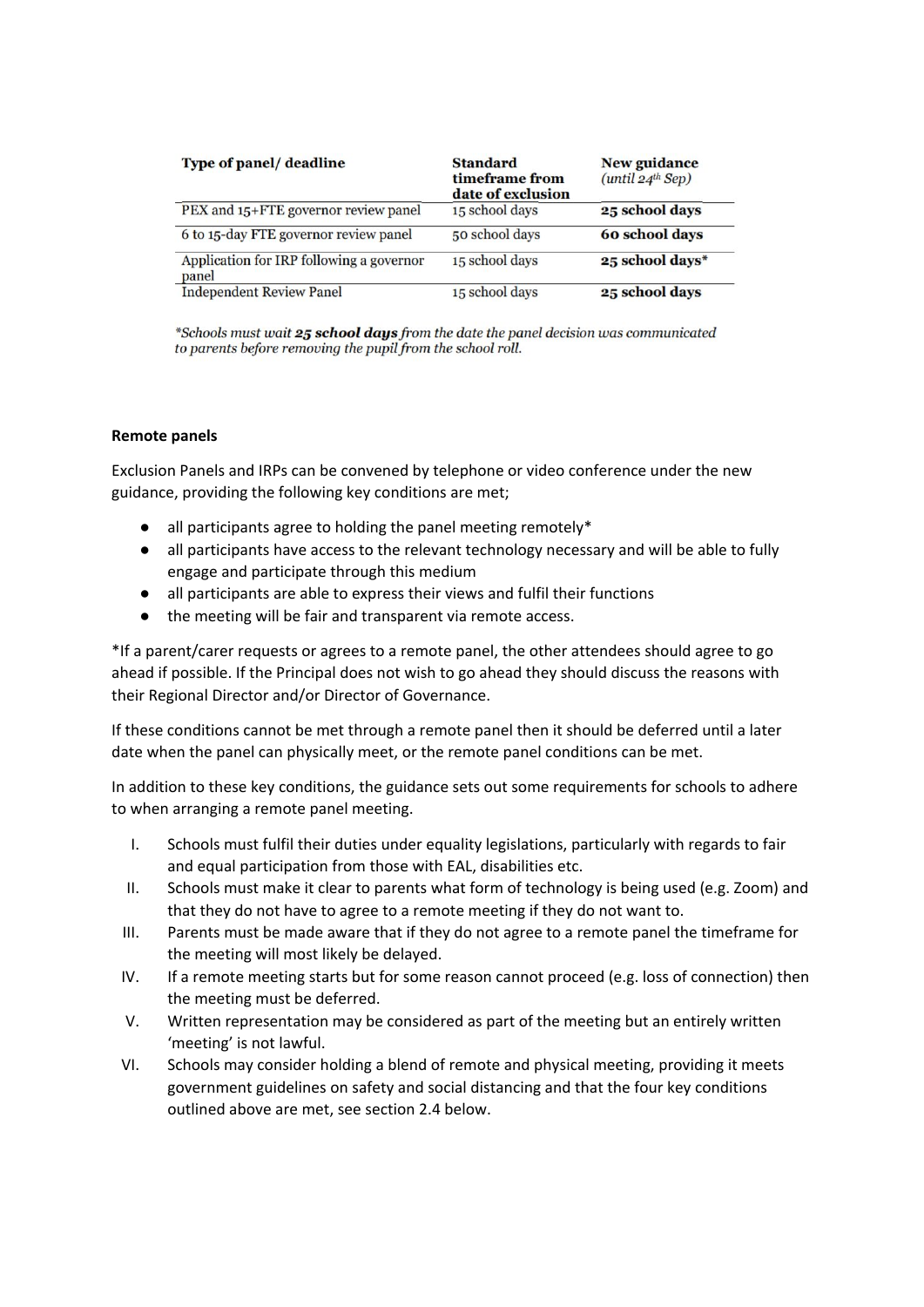| Type of panel/ deadline | Standard timeframe from date of exclusion | New guidance *(until 24th Sep)* |
|---|---|---|
| PEX and 15+FTE governor review panel | 15 school days | **25 school days** |
| 6 to 15-day FTE governor review panel | 50 school days | **60 school days** |
| Application for IRP following a governor panel | 15 school days | **25 school days*** |
| Independent Review Panel | 15 school days | **25 school days** |

**Schools must wait **25 school days** from the date the panel decision was communicated to parents before removing the pupil from the school roll.*

**Remote panels**

Exclusion Panels and IRPs can be convened by telephone or video conference under the new guidance, providing the following key conditions are met;

- all participants agree to holding the panel meeting remotely*
- all participants have access to the relevant technology necessary and will be able to fully engage and participate through this medium
- all participants are able to express their views and fulfil their functions
- the meeting will be fair and transparent via remote access.

*If a parent/carer requests or agrees to a remote panel, the other attendees should agree to go ahead if possible. If the Principal does not wish to go ahead they should discuss the reasons with their Regional Director and/or Director of Governance.

If these conditions cannot be met through a remote panel then it should be deferred until a later date when the panel can physically meet, or the remote panel conditions can be met.

In addition to these key conditions, the guidance sets out some requirements for schools to adhere to when arranging a remote panel meeting.

I. Schools must fulfil their duties under equality legislations, particularly with regards to fair and equal participation from those with EAL, disabilities etc.
II. Schools must make it clear to parents what form of technology is being used (e.g. Zoom) and that they do not have to agree to a remote meeting if they do not want to.
III. Parents must be made aware that if they do not agree to a remote panel the timeframe for the meeting will most likely be delayed.
IV. If a remote meeting starts but for some reason cannot proceed (e.g. loss of connection) then the meeting must be deferred.
V. Written representation may be considered as part of the meeting but an entirely written 'meeting' is not lawful.
VI. Schools may consider holding a blend of remote and physical meeting, providing it meets government guidelines on safety and social distancing and that the four key conditions outlined above are met, see section 2.4 below.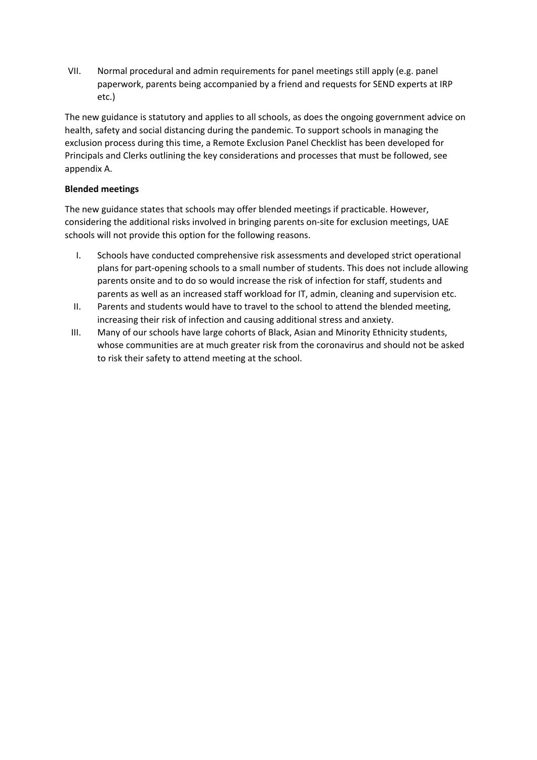VII. Normal procedural and admin requirements for panel meetings still apply (e.g. panel paperwork, parents being accompanied by a friend and requests for SEND experts at IRP etc.)

The new guidance is statutory and applies to all schools, as does the ongoing government advice on health, safety and social distancing during the pandemic. To support schools in managing the exclusion process during this time, a Remote Exclusion Panel Checklist has been developed for Principals and Clerks outlining the key considerations and processes that must be followed, see appendix A.

**Blended meetings**

The new guidance states that schools may offer blended meetings if practicable. However, considering the additional risks involved in bringing parents on-site for exclusion meetings, UAE schools will not provide this option for the following reasons.

I. Schools have conducted comprehensive risk assessments and developed strict operational plans for part-opening schools to a small number of students. This does not include allowing parents onsite and to do so would increase the risk of infection for staff, students and parents as well as an increased staff workload for IT, admin, cleaning and supervision etc.

II. Parents and students would have to travel to the school to attend the blended meeting, increasing their risk of infection and causing additional stress and anxiety.

III. Many of our schools have large cohorts of Black, Asian and Minority Ethnicity students, whose communities are at much greater risk from the coronavirus and should not be asked to risk their safety to attend meeting at the school.